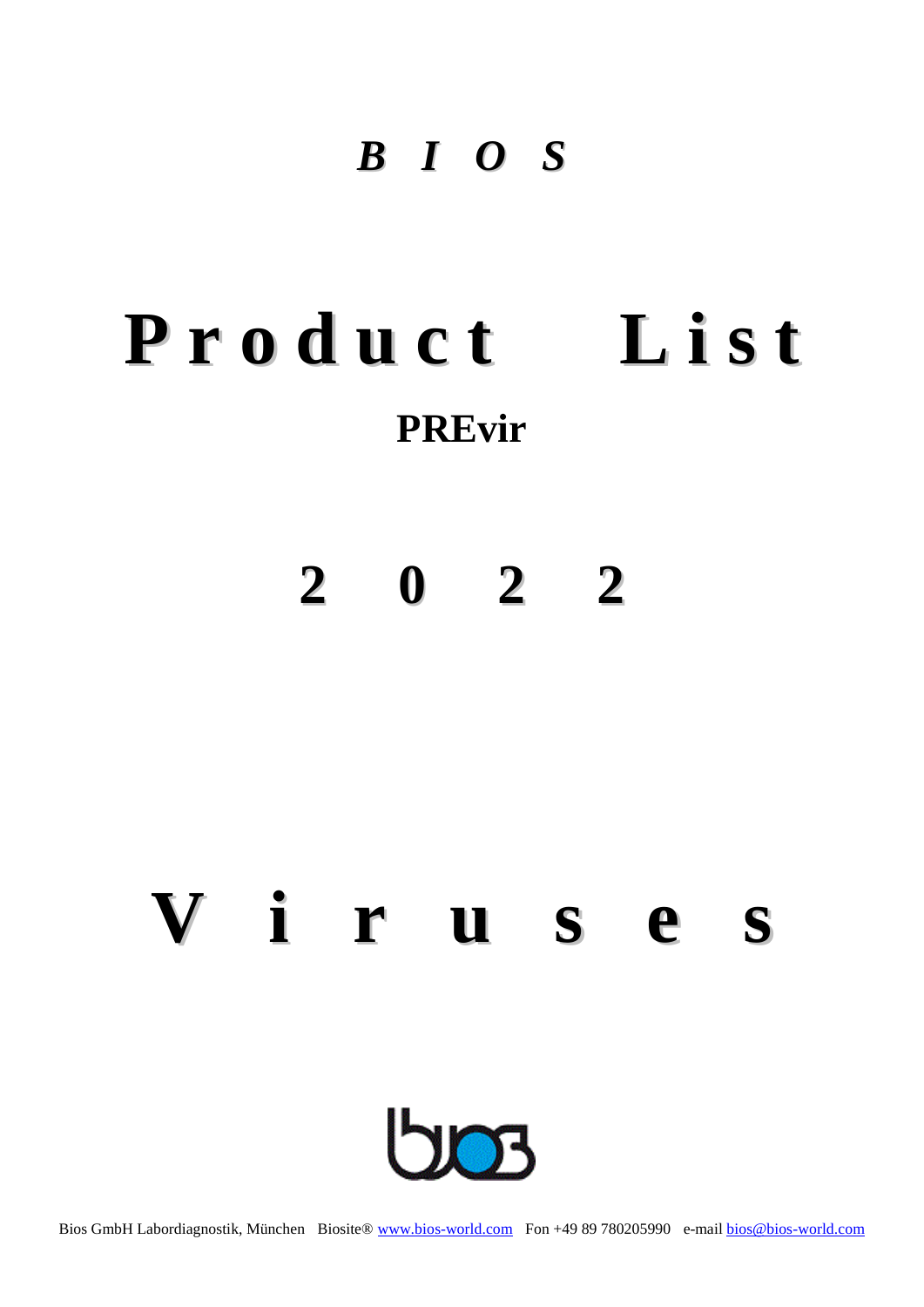# *B I O S*

# Product List

## PREvir

## 2 0 2 2

# Viruses

Bios GmbH Labordiagnostik, München   Biosite® www.bios-world.com   Fon +49 89 780205990   e-mail bios@bios-world.com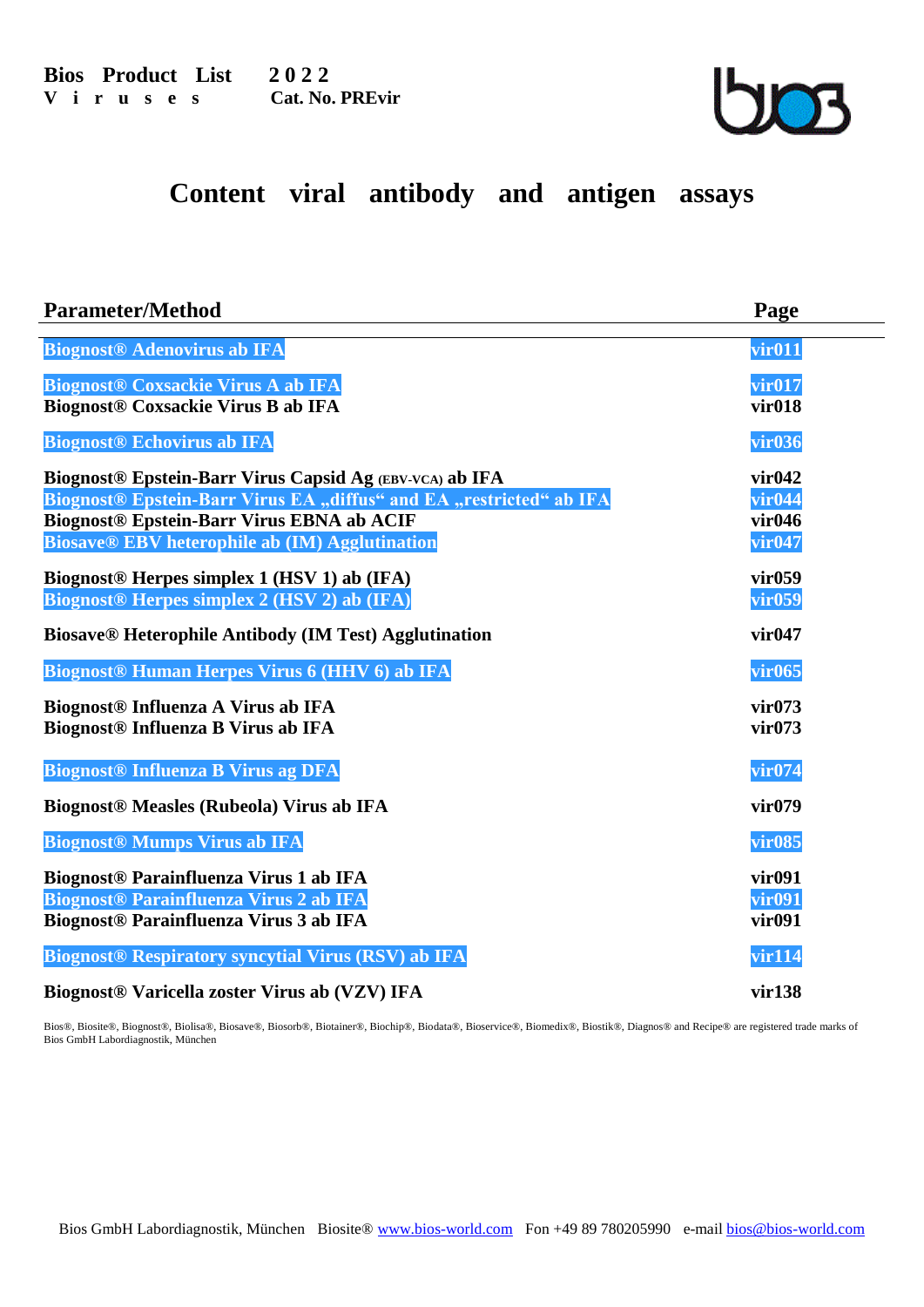**Bios Product List 2022**
**Viruses Cat. No. PREvir**

# Content viral antibody and antigen assays

| Parameter/Method | Page |
|---|---|
| **Biognost® Adenovirus ab IFA** | **vir011** |
| **Biognost® Coxsackie Virus A ab IFA** | **vir017** |
| **Biognost® Coxsackie Virus B ab IFA** | **vir018** |
| **Biognost® Echovirus ab IFA** | **vir036** |
| **Biognost® Epstein-Barr Virus Capsid Ag (EBV-VCA) ab IFA** | **vir042** |
| **Biognost® Epstein-Barr Virus EA „diffus“ and EA „restricted“ ab IFA** | **vir044** |
| **Biognost® Epstein-Barr Virus EBNA ab ACIF** | **vir046** |
| **Biosave® EBV heterophile ab (IM) Agglutination** | **vir047** |
| **Biognost® Herpes simplex 1 (HSV 1) ab (IFA)** | **vir059** |
| **Biognost® Herpes simplex 2 (HSV 2) ab (IFA)** | **vir059** |
| **Biosave® Heterophile Antibody (IM Test) Agglutination** | **vir047** |
| **Biognost® Human Herpes Virus 6 (HHV 6) ab IFA** | **vir065** |
| **Biognost® Influenza A Virus ab IFA** | **vir073** |
| **Biognost® Influenza B Virus ab IFA** | **vir073** |
| **Biognost® Influenza B Virus ag DFA** | **vir074** |
| **Biognost® Measles (Rubeola) Virus ab IFA** | **vir079** |
| **Biognost® Mumps Virus ab IFA** | **vir085** |
| **Biognost® Parainfluenza Virus 1 ab IFA** | **vir091** |
| **Biognost® Parainfluenza Virus 2 ab IFA** | **vir091** |
| **Biognost® Parainfluenza Virus 3 ab IFA** | **vir091** |
| **Biognost® Respiratory syncytial Virus (RSV) ab IFA** | **vir114** |
| **Biognost® Varicella zoster Virus ab (VZV) IFA** | **vir138** |

Bios®, Biosite®, Biognost®, Biolisa®, Biosave®, Biosorb®, Biotainer®, Biochip®, Biodata®, Bioservice®, Biomedix®, Biostik®, Diagnos® and Recipe® are registered trade marks of Bios GmbH Labordiagnostik, München

Bios GmbH Labordiagnostik, München Biosite® www.bios-world.com Fon +49 89 780205990 e-mail bios@bios-world.com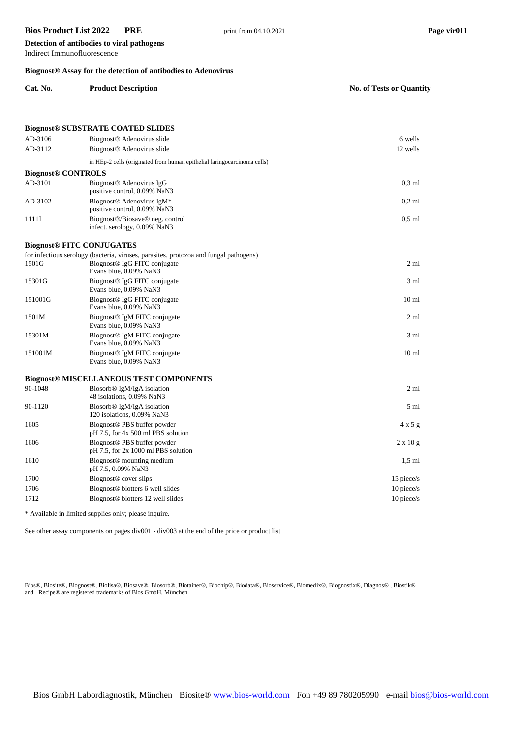**Detection of antibodies to viral pathogens**
Indirect Immunofluorescence

**Biognost® Assay for the detection of antibodies to Adenovirus**

| Cat. No. | Product Description | No. of Tests or Quantity |
|---|---|---|
| **Biognost® SUBSTRATE COATED SLIDES** | | |
| AD-3106 | Biognost® Adenovirus slide | 6 wells |
| AD-3112 | Biognost® Adenovirus slide | 12 wells |
| | in HEp-2 cells (originated from human epithelial laringocarcinoma cells) | |
| **Biognost® CONTROLS** | | |
| AD-3101 | Biognost® Adenovirus IgG positive control, 0.09% NaN3 | 0,3 ml |
| AD-3102 | Biognost® Adenovirus IgM* positive control, 0.09% NaN3 | 0,2 ml |
| 1111I | Biognost®/Biosave® neg. control infect. serology, 0.09% NaN3 | 0,5 ml |
| **Biognost® FITC CONJUGATES** | | |
| | for infectious serology (bacteria, viruses, parasites, protozoa and fungal pathogens) | |
| 1501G | Biognost® IgG FITC conjugate Evans blue, 0.09% NaN3 | 2 ml |
| 15301G | Biognost® IgG FITC conjugate Evans blue, 0.09% NaN3 | 3 ml |
| 151001G | Biognost® IgG FITC conjugate Evans blue, 0.09% NaN3 | 10 ml |
| 1501M | Biognost® IgM FITC conjugate Evans blue, 0.09% NaN3 | 2 ml |
| 15301M | Biognost® IgM FITC conjugate Evans blue, 0.09% NaN3 | 3 ml |
| 151001M | Biognost® IgM FITC conjugate Evans blue, 0.09% NaN3 | 10 ml |
| **Biognost® MISCELLANEOUS TEST COMPONENTS** | | |
| 90-1048 | Biosorb® IgM/IgA isolation 48 isolations, 0.09% NaN3 | 2 ml |
| 90-1120 | Biosorb® IgM/IgA isolation 120 isolations, 0.09% NaN3 | 5 ml |
| 1605 | Biognost® PBS buffer powder pH 7.5, for 4x 500 ml PBS solution | 4 x 5 g |
| 1606 | Biognost® PBS buffer powder pH 7.5, for 2x 1000 ml PBS solution | 2 x 10 g |
| 1610 | Biognost® mounting medium pH 7.5, 0.09% NaN3 | 1,5 ml |
| 1700 | Biognost® cover slips | 15 piece/s |
| 1706 | Biognost® blotters 6 well slides | 10 piece/s |
| 1712 | Biognost® blotters 12 well slides | 10 piece/s |

* Available in limited supplies only; please inquire.

See other assay components on pages div001 - div003 at the end of the price or product list

Bios®, Biosite®, Biognost®, Biolisa®, Biosave®, Biosorb®, Biotainer®, Biochip®, Biodata®, Bioservice®, Biomedix®, Biognostix®, Diagnos® , Biostik® and Recipe® are registered trademarks of Bios GmbH, München.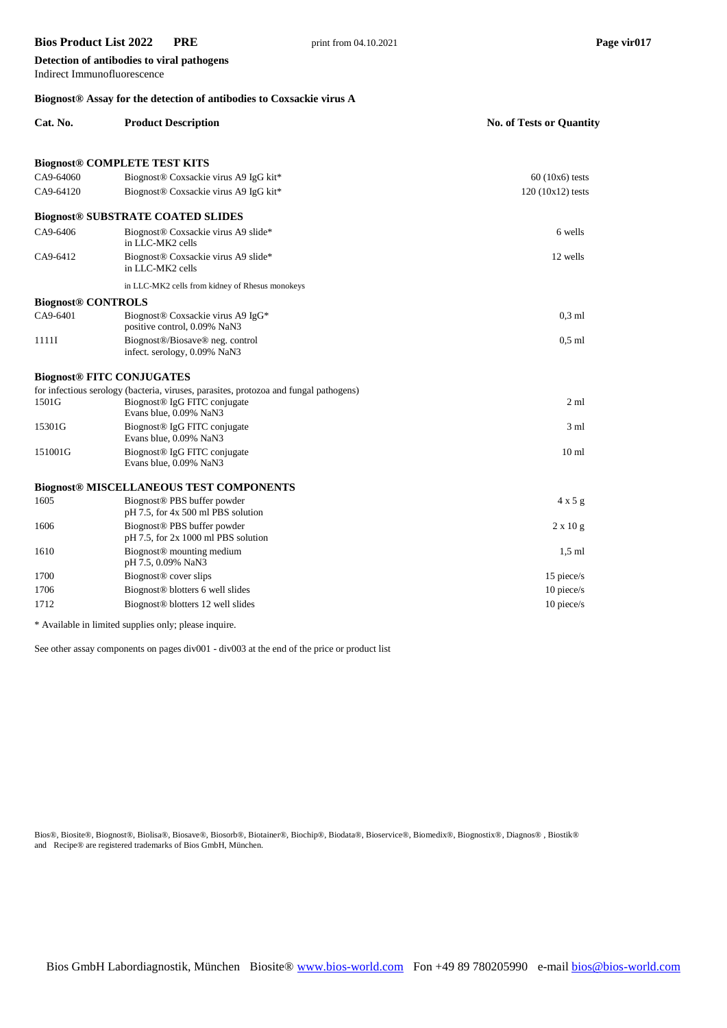**Detection of antibodies to viral pathogens**
Indirect Immunofluorescence

**Biognost® Assay for the detection of antibodies to Coxsackie virus A**

| Cat. No. | Product Description | No. of Tests or Quantity |
|---|---|---|
| | **Biognost® COMPLETE TEST KITS** | |
| CA9-64060 | Biognost® Coxsackie virus A9 IgG kit* | 60 (10x6) tests |
| CA9-64120 | Biognost® Coxsackie virus A9 IgG kit* | 120 (10x12) tests |
| | **Biognost® SUBSTRATE COATED SLIDES** | |
| CA9-6406 | Biognost® Coxsackie virus A9 slide* in LLC-MK2 cells | 6 wells |
| CA9-6412 | Biognost® Coxsackie virus A9 slide* in LLC-MK2 cells | 12 wells |
| | in LLC-MK2 cells from kidney of Rhesus monokeys | |
| **Biognost® CONTROLS** | | |
| CA9-6401 | Biognost® Coxsackie virus A9 IgG* positive control, 0.09% NaN3 | 0,3 ml |
| 1111I | Biognost®/Biosave® neg. control infect. serology, 0.09% NaN3 | 0,5 ml |
| | **Biognost® FITC CONJUGATES** | |
| | for infectious serology (bacteria, viruses, parasites, protozoa and fungal pathogens) | |
| 1501G | Biognost® IgG FITC conjugate Evans blue, 0.09% NaN3 | 2 ml |
| 15301G | Biognost® IgG FITC conjugate Evans blue, 0.09% NaN3 | 3 ml |
| 151001G | Biognost® IgG FITC conjugate Evans blue, 0.09% NaN3 | 10 ml |
| | **Biognost® MISCELLANEOUS TEST COMPONENTS** | |
| 1605 | Biognost® PBS buffer powder pH 7.5, for 4x 500 ml PBS solution | 4 x 5 g |
| 1606 | Biognost® PBS buffer powder pH 7.5, for 2x 1000 ml PBS solution | 2 x 10 g |
| 1610 | Biognost® mounting medium pH 7.5, 0.09% NaN3 | 1,5 ml |
| 1700 | Biognost® cover slips | 15 piece/s |
| 1706 | Biognost® blotters 6 well slides | 10 piece/s |
| 1712 | Biognost® blotters 12 well slides | 10 piece/s |

* Available in limited supplies only; please inquire.

See other assay components on pages div001 - div003 at the end of the price or product list

Bios®, Biosite®, Biognost®, Biolisa®, Biosave®, Biosorb®, Biotainer®, Biochip®, Biodata®, Bioservice®, Biomedix®, Biognostix®, Diagnos®, Biostik® and Recipe® are registered trademarks of Bios GmbH, München.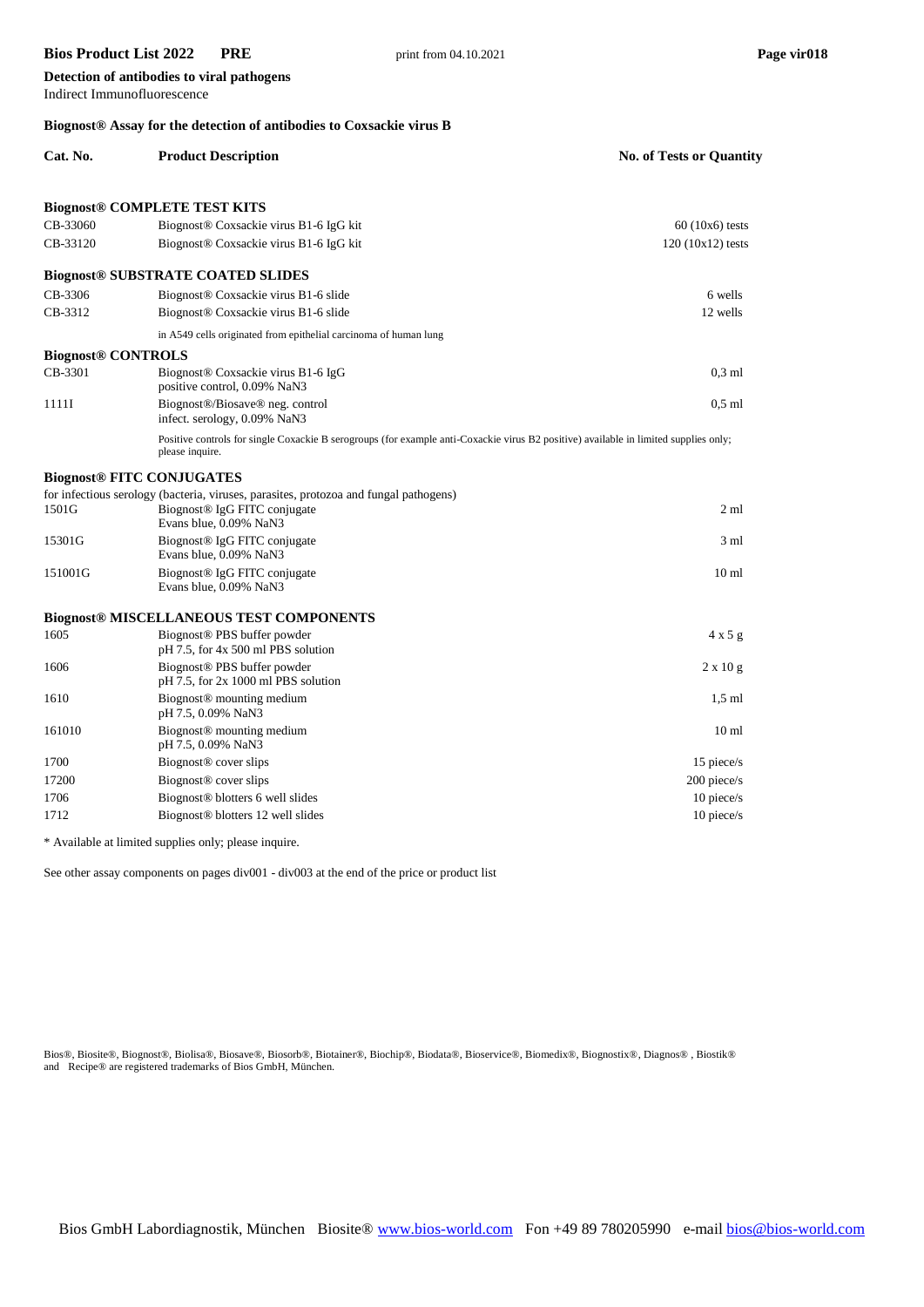**Detection of antibodies to viral pathogens**
Indirect Immunofluorescence

**Biognost® Assay for the detection of antibodies to Coxsackie virus B**

| Cat. No. | Product Description | No. of Tests or Quantity |
|---|---|---|
| **Biognost® COMPLETE TEST KITS** | | |
| CB-33060 | Biognost® Coxsackie virus B1-6 IgG kit | 60 (10x6) tests |
| CB-33120 | Biognost® Coxsackie virus B1-6 IgG kit | 120 (10x12) tests |
| **Biognost® SUBSTRATE COATED SLIDES** | | |
| CB-3306 | Biognost® Coxsackie virus B1-6 slide | 6 wells |
| CB-3312 | Biognost® Coxsackie virus B1-6 slide | 12 wells |
| | in A549 cells originated from epithelial carcinoma of human lung | |
| **Biognost® CONTROLS** | | |
| CB-3301 | Biognost® Coxsackie virus B1-6 IgG positive control, 0.09% NaN3 | 0,3 ml |
| 1111I | Biognost®/Biosave® neg. control infect. serology, 0.09% NaN3 | 0,5 ml |
| | Positive controls for single Coxackie B serogroups (for example anti-Coxackie virus B2 positive) available in limited supplies only; please inquire. | |
| **Biognost® FITC CONJUGATES** | | |
| | for infectious serology (bacteria, viruses, parasites, protozoa and fungal pathogens) | |
| 1501G | Biognost® IgG FITC conjugate Evans blue, 0.09% NaN3 | 2 ml |
| 15301G | Biognost® IgG FITC conjugate Evans blue, 0.09% NaN3 | 3 ml |
| 151001G | Biognost® IgG FITC conjugate Evans blue, 0.09% NaN3 | 10 ml |
| **Biognost® MISCELLANEOUS TEST COMPONENTS** | | |
| 1605 | Biognost® PBS buffer powder pH 7.5, for 4x 500 ml PBS solution | 4 x 5 g |
| 1606 | Biognost® PBS buffer powder pH 7.5, for 2x 1000 ml PBS solution | 2 x 10 g |
| 1610 | Biognost® mounting medium pH 7.5, 0.09% NaN3 | 1,5 ml |
| 161010 | Biognost® mounting medium pH 7.5, 0.09% NaN3 | 10 ml |
| 1700 | Biognost® cover slips | 15 piece/s |
| 17200 | Biognost® cover slips | 200 piece/s |
| 1706 | Biognost® blotters 6 well slides | 10 piece/s |
| 1712 | Biognost® blotters 12 well slides | 10 piece/s |

* Available at limited supplies only; please inquire.

See other assay components on pages div001 - div003 at the end of the price or product list

Bios®, Biosite®, Biognost®, Biolisa®, Biosave®, Biosorb®, Biotainer®, Biochip®, Biodata®, Bioservice®, Biomedix®, Biognostix®, Diagnos®, Biostik® and Recipe® are registered trademarks of Bios GmbH, München.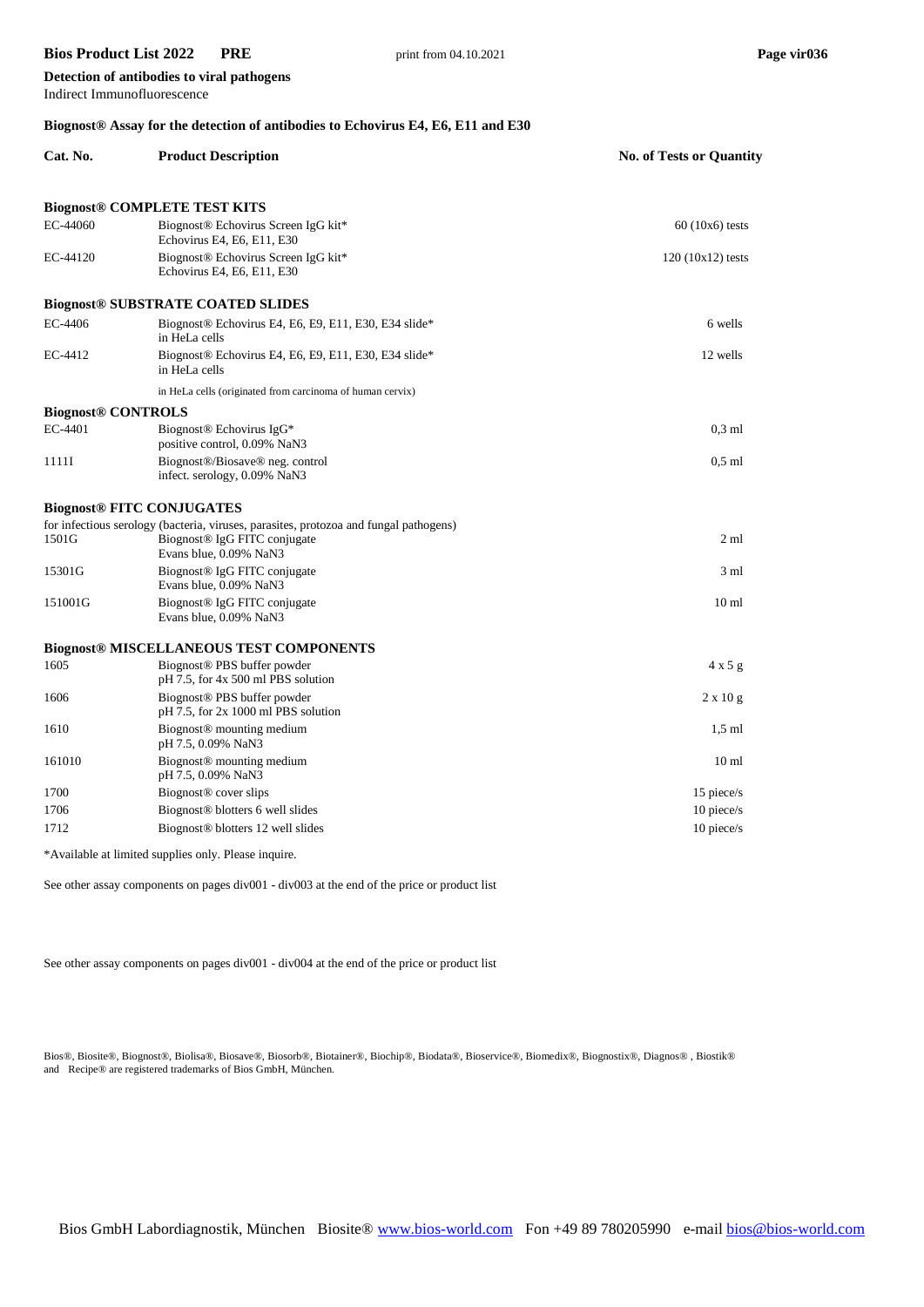**Detection of antibodies to viral pathogens**
Indirect Immunofluorescence

**Biognost® Assay for the detection of antibodies to Echovirus E4, E6, E11 and E30**

| Cat. No. | Product Description | No. of Tests or Quantity |
|---|---|---|
| **Biognost® COMPLETE TEST KITS** | | |
| EC-44060 | Biognost® Echovirus Screen IgG kit*<br>Echovirus E4, E6, E11, E30 | 60 (10x6) tests |
| EC-44120 | Biognost® Echovirus Screen IgG kit*<br>Echovirus E4, E6, E11, E30 | 120 (10x12) tests |
| **Biognost® SUBSTRATE COATED SLIDES** | | |
| EC-4406 | Biognost® Echovirus E4, E6, E9, E11, E30, E34 slide*<br>in HeLa cells | 6 wells |
| EC-4412 | Biognost® Echovirus E4, E6, E9, E11, E30, E34 slide*<br>in HeLa cells | 12 wells |
| | in HeLa cells (originated from carcinoma of human cervix) | |
| **Biognost® CONTROLS** | | |
| EC-4401 | Biognost® Echovirus IgG*<br>positive control, 0.09% NaN3 | 0,3 ml |
| 1111I | Biognost®/Biosave® neg. control<br>infect. serology, 0.09% NaN3 | 0,5 ml |
| **Biognost® FITC CONJUGATES** | | |
| | for infectious serology (bacteria, viruses, parasites, protozoa and fungal pathogens) | |
| 1501G | Biognost® IgG FITC conjugate<br>Evans blue, 0.09% NaN3 | 2 ml |
| 15301G | Biognost® IgG FITC conjugate<br>Evans blue, 0.09% NaN3 | 3 ml |
| 151001G | Biognost® IgG FITC conjugate<br>Evans blue, 0.09% NaN3 | 10 ml |
| **Biognost® MISCELLANEOUS TEST COMPONENTS** | | |
| 1605 | Biognost® PBS buffer powder<br>pH 7.5, for 4x 500 ml PBS solution | 4 x 5 g |
| 1606 | Biognost® PBS buffer powder<br>pH 7.5, for 2x 1000 ml PBS solution | 2 x 10 g |
| 1610 | Biognost® mounting medium<br>pH 7.5, 0.09% NaN3 | 1,5 ml |
| 161010 | Biognost® mounting medium<br>pH 7.5, 0.09% NaN3 | 10 ml |
| 1700 | Biognost® cover slips | 15 piece/s |
| 1706 | Biognost® blotters 6 well slides | 10 piece/s |
| 1712 | Biognost® blotters 12 well slides | 10 piece/s |

*Available at limited supplies only. Please inquire.

See other assay components on pages div001 - div003 at the end of the price or product list

See other assay components on pages div001 - div004 at the end of the price or product list

Bios®, Biosite®, Biognost®, Biolisa®, Biosave®, Biosorb®, Biotainer®, Biochip®, Biodata®, Bioservice®, Biomedix®, Biognostix®, Diagnos®, Biostik® and Recipe® are registered trademarks of Bios GmbH, München.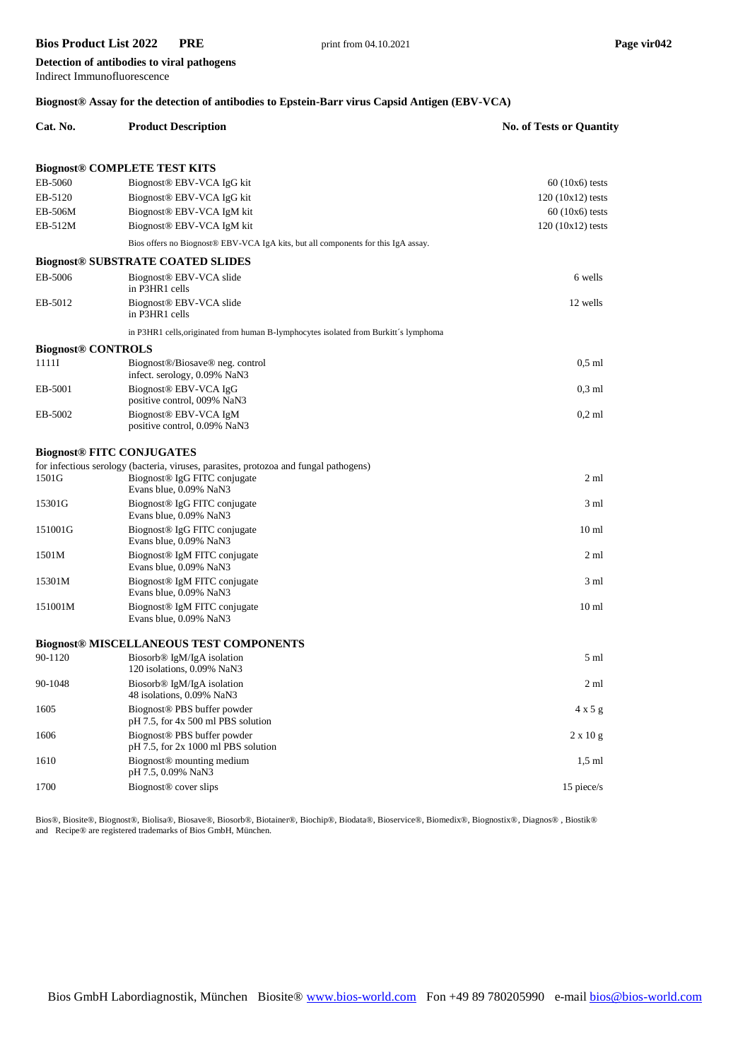**Detection of antibodies to viral pathogens**
Indirect Immunofluorescence

### Biognost® Assay for the detection of antibodies to Epstein-Barr virus Capsid Antigen (EBV-VCA)

| Cat. No. | Product Description | No. of Tests or Quantity |
|---|---|---|
| **Biognost® COMPLETE TEST KITS** | | |
| EB-5060 | Biognost® EBV-VCA IgG kit | 60 (10x6) tests |
| EB-5120 | Biognost® EBV-VCA IgG kit | 120 (10x12) tests |
| EB-506M | Biognost® EBV-VCA IgM kit | 60 (10x6) tests |
| EB-512M | Biognost® EBV-VCA IgM kit | 120 (10x12) tests |
| | Bios offers no Biognost® EBV-VCA IgA kits, but all components for this IgA assay. | |
| **Biognost® SUBSTRATE COATED SLIDES** | | |
| EB-5006 | Biognost® EBV-VCA slide in P3HR1 cells | 6 wells |
| EB-5012 | Biognost® EBV-VCA slide in P3HR1 cells | 12 wells |
| | in P3HR1 cells,originated from human B-lymphocytes isolated from Burkitt´s lymphoma | |
| **Biognost® CONTROLS** | | |
| 1111I | Biognost®/Biosave® neg. control infect. serology, 0.09% NaN3 | 0,5 ml |
| EB-5001 | Biognost® EBV-VCA IgG positive control, 009% NaN3 | 0,3 ml |
| EB-5002 | Biognost® EBV-VCA IgM positive control, 0.09% NaN3 | 0,2 ml |
| **Biognost® FITC CONJUGATES** | | |
| | for infectious serology (bacteria, viruses, parasites, protozoa and fungal pathogens) | |
| 1501G | Biognost® IgG FITC conjugate Evans blue, 0.09% NaN3 | 2 ml |
| 15301G | Biognost® IgG FITC conjugate Evans blue, 0.09% NaN3 | 3 ml |
| 151001G | Biognost® IgG FITC conjugate Evans blue, 0.09% NaN3 | 10 ml |
| 1501M | Biognost® IgM FITC conjugate Evans blue, 0.09% NaN3 | 2 ml |
| 15301M | Biognost® IgM FITC conjugate Evans blue, 0.09% NaN3 | 3 ml |
| 151001M | Biognost® IgM FITC conjugate Evans blue, 0.09% NaN3 | 10 ml |
| **Biognost® MISCELLANEOUS TEST COMPONENTS** | | |
| 90-1120 | Biosorb® IgM/IgA isolation 120 isolations, 0.09% NaN3 | 5 ml |
| 90-1048 | Biosorb® IgM/IgA isolation 48 isolations, 0.09% NaN3 | 2 ml |
| 1605 | Biognost® PBS buffer powder pH 7.5, for 4x 500 ml PBS solution | 4 x 5 g |
| 1606 | Biognost® PBS buffer powder pH 7.5, for 2x 1000 ml PBS solution | 2 x 10 g |
| 1610 | Biognost® mounting medium pH 7.5, 0.09% NaN3 | 1,5 ml |
| 1700 | Biognost® cover slips | 15 piece/s |

Bios®, Biosite®, Biognost®, Biolisa®, Biosave®, Biosorb®, Biotainer®, Biochip®, Biodata®, Bioservice®, Biomedix®, Biognostix®, Diagnos® , Biostik® and Recipe® are registered trademarks of Bios GmbH, München.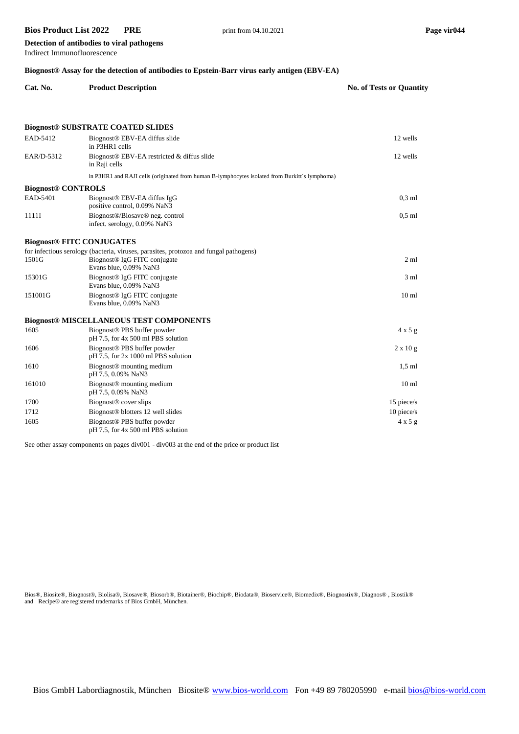**Detection of antibodies to viral pathogens**
Indirect Immunofluorescence

## Biognost® Assay for the detection of antibodies to Epstein-Barr virus early antigen (EBV-EA)

| Cat. No. | Product Description | No. of Tests or Quantity |
|---|---|---|
| | **Biognost® SUBSTRATE COATED SLIDES** | |
| EAD-5412 | Biognost® EBV-EA diffus slide in P3HR1 cells | 12 wells |
| EAR/D-5312 | Biognost® EBV-EA restricted & diffus slide in Raji cells | 12 wells |
| | in P3HR1 and RAJI cells (originated from human B-lymphocytes isolated from Burkitt´s lymphoma) | |
| **Biognost® CONTROLS** | | |
| EAD-5401 | Biognost® EBV-EA diffus IgG positive control, 0.09% NaN3 | 0,3 ml |
| 1111I | Biognost®/Biosave® neg. control infect. serology, 0.09% NaN3 | 0,5 ml |
| **Biognost® FITC CONJUGATES** | | |
| for infectious serology (bacteria, viruses, parasites, protozoa and fungal pathogens) | | |
| 1501G | Biognost® IgG FITC conjugate Evans blue, 0.09% NaN3 | 2 ml |
| 15301G | Biognost® IgG FITC conjugate Evans blue, 0.09% NaN3 | 3 ml |
| 151001G | Biognost® IgG FITC conjugate Evans blue, 0.09% NaN3 | 10 ml |
| **Biognost® MISCELLANEOUS TEST COMPONENTS** | | |
| 1605 | Biognost® PBS buffer powder pH 7.5, for 4x 500 ml PBS solution | 4 x 5 g |
| 1606 | Biognost® PBS buffer powder pH 7.5, for 2x 1000 ml PBS solution | 2 x 10 g |
| 1610 | Biognost® mounting medium pH 7.5, 0.09% NaN3 | 1,5 ml |
| 161010 | Biognost® mounting medium pH 7.5, 0.09% NaN3 | 10 ml |
| 1700 | Biognost® cover slips | 15 piece/s |
| 1712 | Biognost® blotters 12 well slides | 10 piece/s |
| 1605 | Biognost® PBS buffer powder pH 7.5, for 4x 500 ml PBS solution | 4 x 5 g |

See other assay components on pages div001 - div003 at the end of the price or product list

Bios®, Biosite®, Biognost®, Biolisa®, Biosave®, Biosorb®, Biotainer®, Biochip®, Biodata®, Bioservice®, Biomedix®, Biognostix®, Diagnos® , Biostik® and Recipe® are registered trademarks of Bios GmbH, München.

Bios GmbH Labordiagnostik, München Biosite® www.bios-world.com Fon +49 89 780205990 e-mail bios@bios-world.com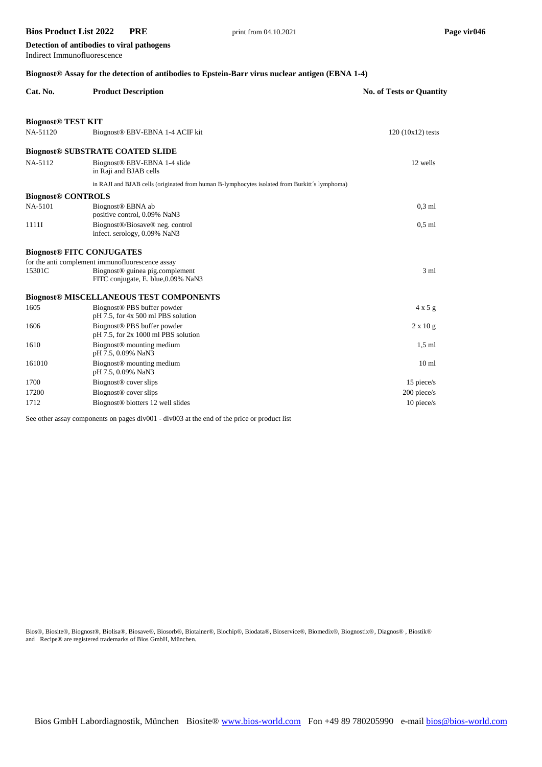**Detection of antibodies to viral pathogens**
Indirect Immunofluorescence

**Biognost® Assay for the detection of antibodies to Epstein-Barr virus nuclear antigen (EBNA 1-4)**

| Cat. No. | Product Description | No. of Tests or Quantity |
|---|---|---|
| **Biognost® TEST KIT** | | |
| NA-51120 | Biognost® EBV-EBNA 1-4 ACIF kit | 120 (10x12) tests |
| **Biognost® SUBSTRATE COATED SLIDE** | | |
| NA-5112 | Biognost® EBV-EBNA 1-4 slide in Raji and BJAB cells | 12 wells |
| | in RAJI and BJAB cells (originated from human B-lymphocytes isolated from Burkitt´s lymphoma) | |
| **Biognost® CONTROLS** | | |
| NA-5101 | Biognost® EBNA ab positive control, 0.09% NaN3 | 0,3 ml |
| 1111I | Biognost®/Biosave® neg. control infect. serology, 0.09% NaN3 | 0,5 ml |
| **Biognost® FITC CONJUGATES** | | |
| | for the anti complement immunofluorescence assay | |
| 15301C | Biognost® guinea pig.complement FITC conjugate, E. blue,0.09% NaN3 | 3 ml |
| **Biognost® MISCELLANEOUS TEST COMPONENTS** | | |
| 1605 | Biognost® PBS buffer powder pH 7.5, for 4x 500 ml PBS solution | 4 x 5 g |
| 1606 | Biognost® PBS buffer powder pH 7.5, for 2x 1000 ml PBS solution | 2 x 10 g |
| 1610 | Biognost® mounting medium pH 7.5, 0.09% NaN3 | 1,5 ml |
| 161010 | Biognost® mounting medium pH 7.5, 0.09% NaN3 | 10 ml |
| 1700 | Biognost® cover slips | 15 piece/s |
| 17200 | Biognost® cover slips | 200 piece/s |
| 1712 | Biognost® blotters 12 well slides | 10 piece/s |

See other assay components on pages div001 - div003 at the end of the price or product list

Bios®, Biosite®, Biognost®, Biolisa®, Biosave®, Biosorb®, Biotainer®, Biochip®, Biodata®, Bioservice®, Biomedix®, Biognostix®, Diagnos® , Biostik® and Recipe® are registered trademarks of Bios GmbH, München.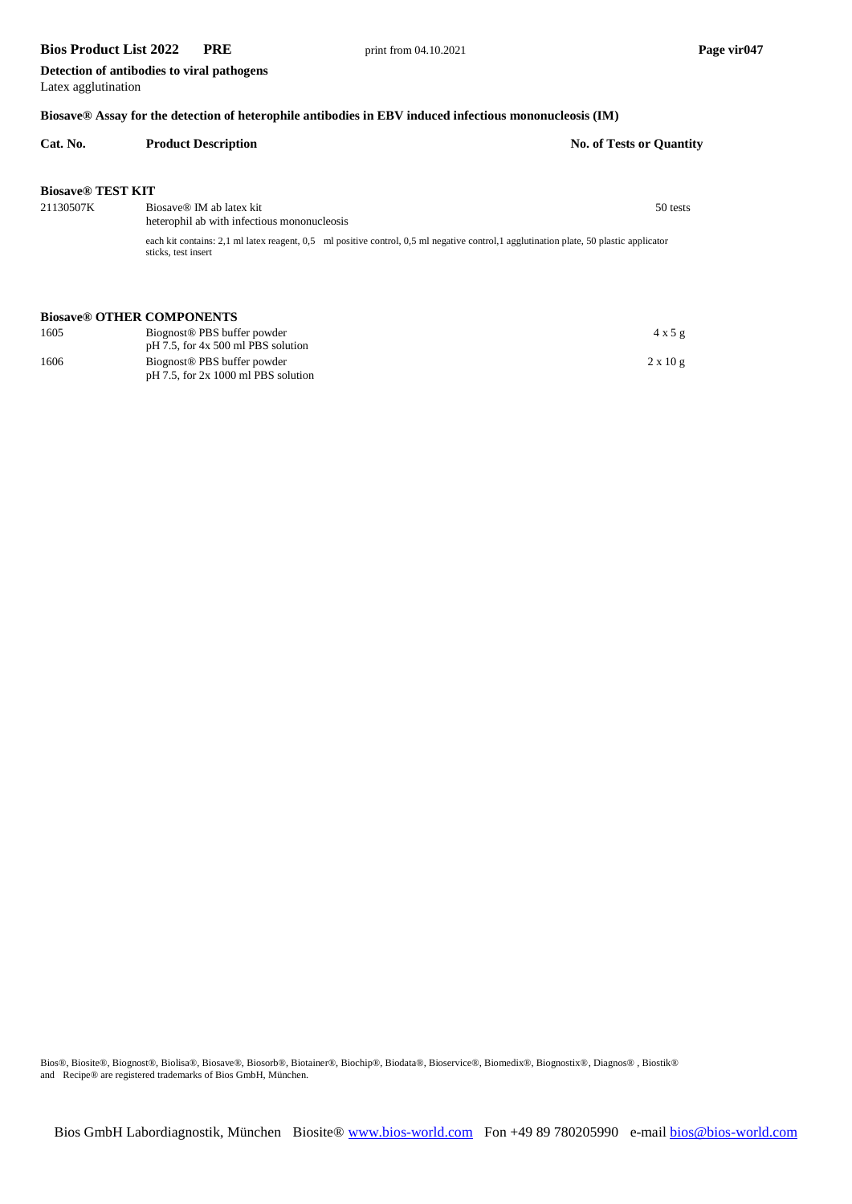**Detection of antibodies to viral pathogens**
Latex agglutination

### Biosave® Assay for the detection of heterophile antibodies in EBV induced infectious mononucleosis (IM)

| Cat. No. | Product Description | No. of Tests or Quantity |
|---|---|---|
| **Biosave® TEST KIT** | | |
| 21130507K | Biosave® IM ab latex kit<br>heterophil ab with infectious mononucleosis<br>each kit contains: 2,1 ml latex reagent, 0,5 ml positive control, 0,5 ml negative control,1 agglutination plate, 50 plastic applicator sticks, test insert | 50 tests |
| **Biosave® OTHER COMPONENTS** | | |
| 1605 | Biognost® PBS buffer powder<br>pH 7.5, for 4x 500 ml PBS solution | 4 x 5 g |
| 1606 | Biognost® PBS buffer powder<br>pH 7.5, for 2x 1000 ml PBS solution | 2 x 10 g |

Bios®, Biosite®, Biognost®, Biolisa®, Biosave®, Biosorb®, Biotainer®, Biochip®, Biodata®, Bioservice®, Biomedix®, Biognostix®, Diagnos® , Biostik® and Recipe® are registered trademarks of Bios GmbH, München.

Bios GmbH Labordiagnostik, München Biosite® www.bios-world.com Fon +49 89 780205990 e-mail bios@bios-world.com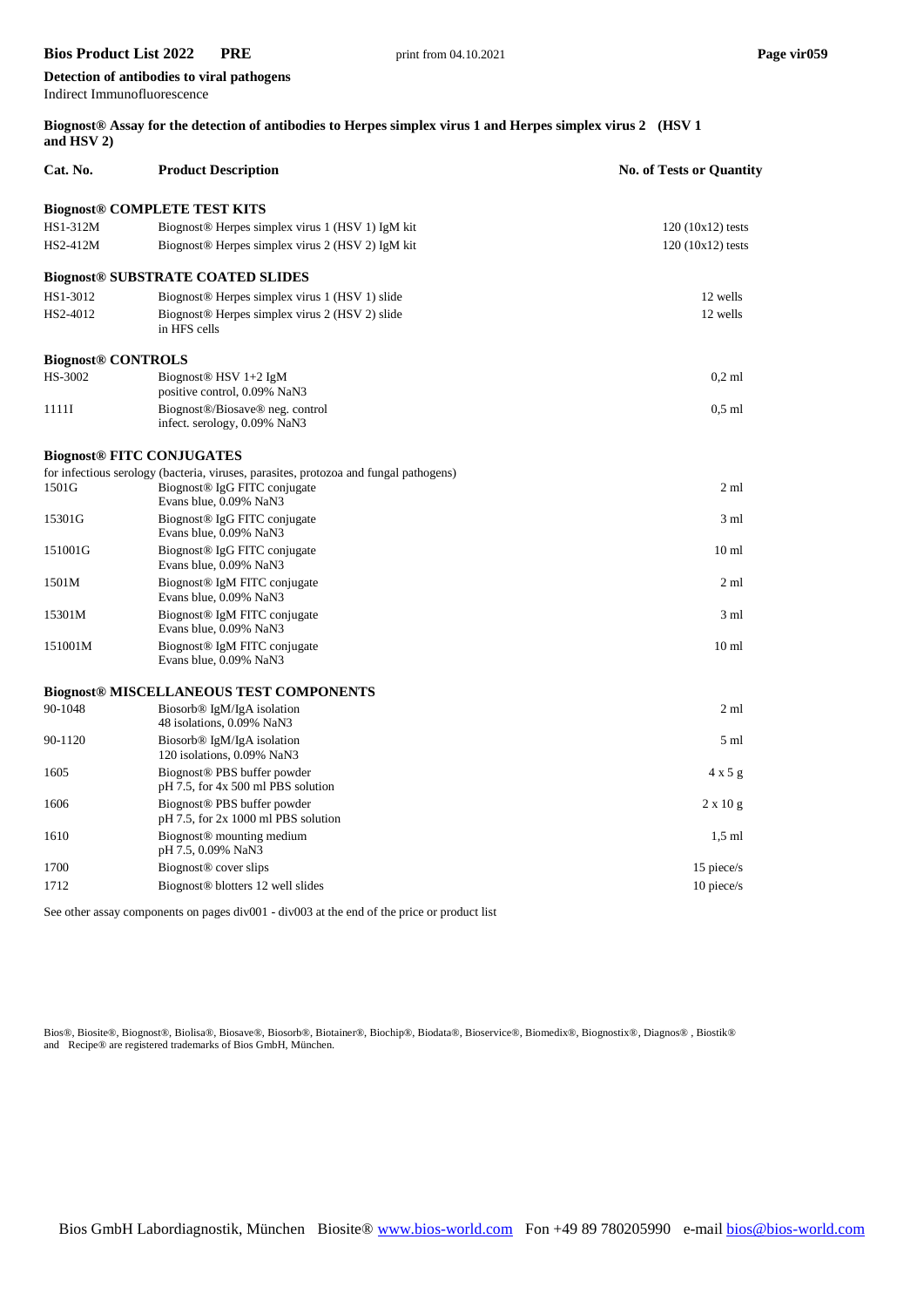**Detection of antibodies to viral pathogens**
Indirect Immunofluorescence

**Biognost® Assay for the detection of antibodies to Herpes simplex virus 1 and Herpes simplex virus 2 (HSV 1 and HSV 2)**

| Cat. No. | Product Description | No. of Tests or Quantity |
|---|---|---|
| **Biognost® COMPLETE TEST KITS** | | |
| HS1-312M | Biognost® Herpes simplex virus 1 (HSV 1) IgM kit | 120 (10x12) tests |
| HS2-412M | Biognost® Herpes simplex virus 2 (HSV 2) IgM kit | 120 (10x12) tests |
| **Biognost® SUBSTRATE COATED SLIDES** | | |
| HS1-3012 | Biognost® Herpes simplex virus 1 (HSV 1) slide | 12 wells |
| HS2-4012 | Biognost® Herpes simplex virus 2 (HSV 2) slide in HFS cells | 12 wells |
| **Biognost® CONTROLS** | | |
| HS-3002 | Biognost® HSV 1+2 IgM positive control, 0.09% NaN3 | 0,2 ml |
| 1111I | Biognost®/Biosave® neg. control infect. serology, 0.09% NaN3 | 0,5 ml |
| **Biognost® FITC CONJUGATES** | | |
| for infectious serology (bacteria, viruses, parasites, protozoa and fungal pathogens) | | |
| 1501G | Biognost® IgG FITC conjugate Evans blue, 0.09% NaN3 | 2 ml |
| 15301G | Biognost® IgG FITC conjugate Evans blue, 0.09% NaN3 | 3 ml |
| 151001G | Biognost® IgG FITC conjugate Evans blue, 0.09% NaN3 | 10 ml |
| 1501M | Biognost® IgM FITC conjugate Evans blue, 0.09% NaN3 | 2 ml |
| 15301M | Biognost® IgM FITC conjugate Evans blue, 0.09% NaN3 | 3 ml |
| 151001M | Biognost® IgM FITC conjugate Evans blue, 0.09% NaN3 | 10 ml |
| **Biognost® MISCELLANEOUS TEST COMPONENTS** | | |
| 90-1048 | Biosorb® IgM/IgA isolation 48 isolations, 0.09% NaN3 | 2 ml |
| 90-1120 | Biosorb® IgM/IgA isolation 120 isolations, 0.09% NaN3 | 5 ml |
| 1605 | Biognost® PBS buffer powder pH 7.5, for 4x 500 ml PBS solution | 4 x 5 g |
| 1606 | Biognost® PBS buffer powder pH 7.5, for 2x 1000 ml PBS solution | 2 x 10 g |
| 1610 | Biognost® mounting medium pH 7.5, 0.09% NaN3 | 1,5 ml |
| 1700 | Biognost® cover slips | 15 piece/s |
| 1712 | Biognost® blotters 12 well slides | 10 piece/s |

See other assay components on pages div001 - div003 at the end of the price or product list

Bios®, Biosite®, Biognost®, Biolisa®, Biosave®, Biosorb®, Biotainer®, Biochip®, Biodata®, Bioservice®, Biomedix®, Biognostix®, Diagnos®, Biostik® and Recipe® are registered trademarks of Bios GmbH, München.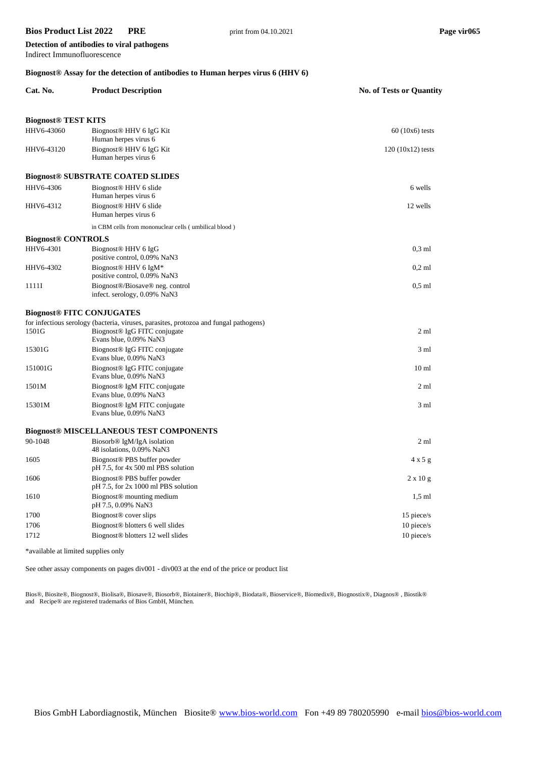**Detection of antibodies to viral pathogens**
Indirect Immunofluorescence

### Biognost® Assay for the detection of antibodies to Human herpes virus 6 (HHV 6)

| Cat. No. | Product Description | No. of Tests or Quantity |
|---|---|---|
| **Biognost® TEST KITS** | | |
| HHV6-43060 | Biognost® HHV 6 IgG Kit<br>Human herpes virus 6 | 60 (10x6) tests |
| HHV6-43120 | Biognost® HHV 6 IgG Kit<br>Human herpes virus 6 | 120 (10x12) tests |
| **Biognost® SUBSTRATE COATED SLIDES** | | |
| HHV6-4306 | Biognost® HHV 6 slide<br>Human herpes virus 6 | 6 wells |
| HHV6-4312 | Biognost® HHV 6 slide<br>Human herpes virus 6 | 12 wells |
| | in CBM cells from mononuclear cells ( umbilical blood ) | |
| **Biognost® CONTROLS** | | |
| HHV6-4301 | Biognost® HHV 6 IgG<br>positive control, 0.09% NaN3 | 0,3 ml |
| HHV6-4302 | Biognost® HHV 6 IgM*<br>positive control, 0.09% NaN3 | 0,2 ml |
| 1111I | Biognost®/Biosave® neg. control<br>infect. serology, 0.09% NaN3 | 0,5 ml |
| **Biognost® FITC CONJUGATES** | | |
| | for infectious serology (bacteria, viruses, parasites, protozoa and fungal pathogens) | |
| 1501G | Biognost® IgG FITC conjugate<br>Evans blue, 0.09% NaN3 | 2 ml |
| 15301G | Biognost® IgG FITC conjugate<br>Evans blue, 0.09% NaN3 | 3 ml |
| 151001G | Biognost® IgG FITC conjugate<br>Evans blue, 0.09% NaN3 | 10 ml |
| 1501M | Biognost® IgM FITC conjugate<br>Evans blue, 0.09% NaN3 | 2 ml |
| 15301M | Biognost® IgM FITC conjugate<br>Evans blue, 0.09% NaN3 | 3 ml |
| **Biognost® MISCELLANEOUS TEST COMPONENTS** | | |
| 90-1048 | Biosorb® IgM/IgA isolation<br>48 isolations, 0.09% NaN3 | 2 ml |
| 1605 | Biognost® PBS buffer powder<br>pH 7.5, for 4x 500 ml PBS solution | 4 x 5 g |
| 1606 | Biognost® PBS buffer powder<br>pH 7.5, for 2x 1000 ml PBS solution | 2 x 10 g |
| 1610 | Biognost® mounting medium<br>pH 7.5, 0.09% NaN3 | 1,5 ml |
| 1700 | Biognost® cover slips | 15 piece/s |
| 1706 | Biognost® blotters 6 well slides | 10 piece/s |
| 1712 | Biognost® blotters 12 well slides | 10 piece/s |

*available at limited supplies only

See other assay components on pages div001 - div003 at the end of the price or product list

Bios®, Biosite®, Biognost®, Biolisa®, Biosave®, Biosorb®, Biotainer®, Biochip®, Biodata®, Bioservice®, Biomedix®, Biognostix®, Diagnos® , Biostik® and Recipe® are registered trademarks of Bios GmbH, München.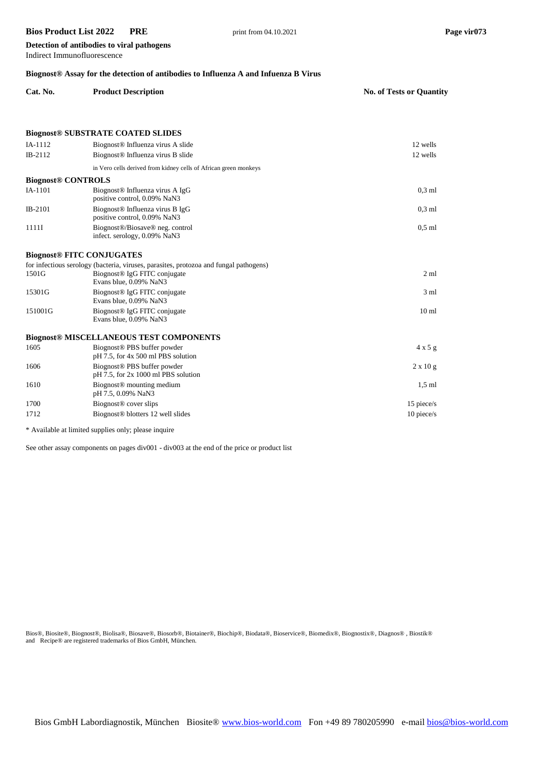**Detection of antibodies to viral pathogens**
Indirect Immunofluorescence

**Biognost® Assay for the detection of antibodies to Influenza A and Infuenza B Virus**

| Cat. No. | Product Description | No. of Tests or Quantity |
|---|---|---|
| **Biognost® SUBSTRATE COATED SLIDES** | | |
| IA-1112 | Biognost® Influenza virus A slide | 12 wells |
| IB-2112 | Biognost® Influenza virus B slide | 12 wells |
| | in Vero cells derived from kidney cells of African green monkeys | |
| **Biognost® CONTROLS** | | |
| IA-1101 | Biognost® Influenza virus A IgG positive control, 0.09% NaN3 | 0,3 ml |
| IB-2101 | Biognost® Influenza virus B IgG positive control, 0.09% NaN3 | 0,3 ml |
| 1111I | Biognost®/Biosave® neg. control infect. serology, 0.09% NaN3 | 0,5 ml |
| **Biognost® FITC CONJUGATES** | | |
| | for infectious serology (bacteria, viruses, parasites, protozoa and fungal pathogens) | |
| 1501G | Biognost® IgG FITC conjugate Evans blue, 0.09% NaN3 | 2 ml |
| 15301G | Biognost® IgG FITC conjugate Evans blue, 0.09% NaN3 | 3 ml |
| 151001G | Biognost® IgG FITC conjugate Evans blue, 0.09% NaN3 | 10 ml |
| **Biognost® MISCELLANEOUS TEST COMPONENTS** | | |
| 1605 | Biognost® PBS buffer powder pH 7.5, for 4x 500 ml PBS solution | 4 x 5 g |
| 1606 | Biognost® PBS buffer powder pH 7.5, for 2x 1000 ml PBS solution | 2 x 10 g |
| 1610 | Biognost® mounting medium pH 7.5, 0.09% NaN3 | 1,5 ml |
| 1700 | Biognost® cover slips | 15 piece/s |
| 1712 | Biognost® blotters 12 well slides | 10 piece/s |

* Available at limited supplies only; please inquire

See other assay components on pages div001 - div003 at the end of the price or product list

Bios®, Biosite®, Biognost®, Biolisa®, Biosave®, Biosorb®, Biotainer®, Biochip®, Biodata®, Bioservice®, Biomedix®, Biognostix®, Diagnos® , Biostik® and Recipe® are registered trademarks of Bios GmbH, München.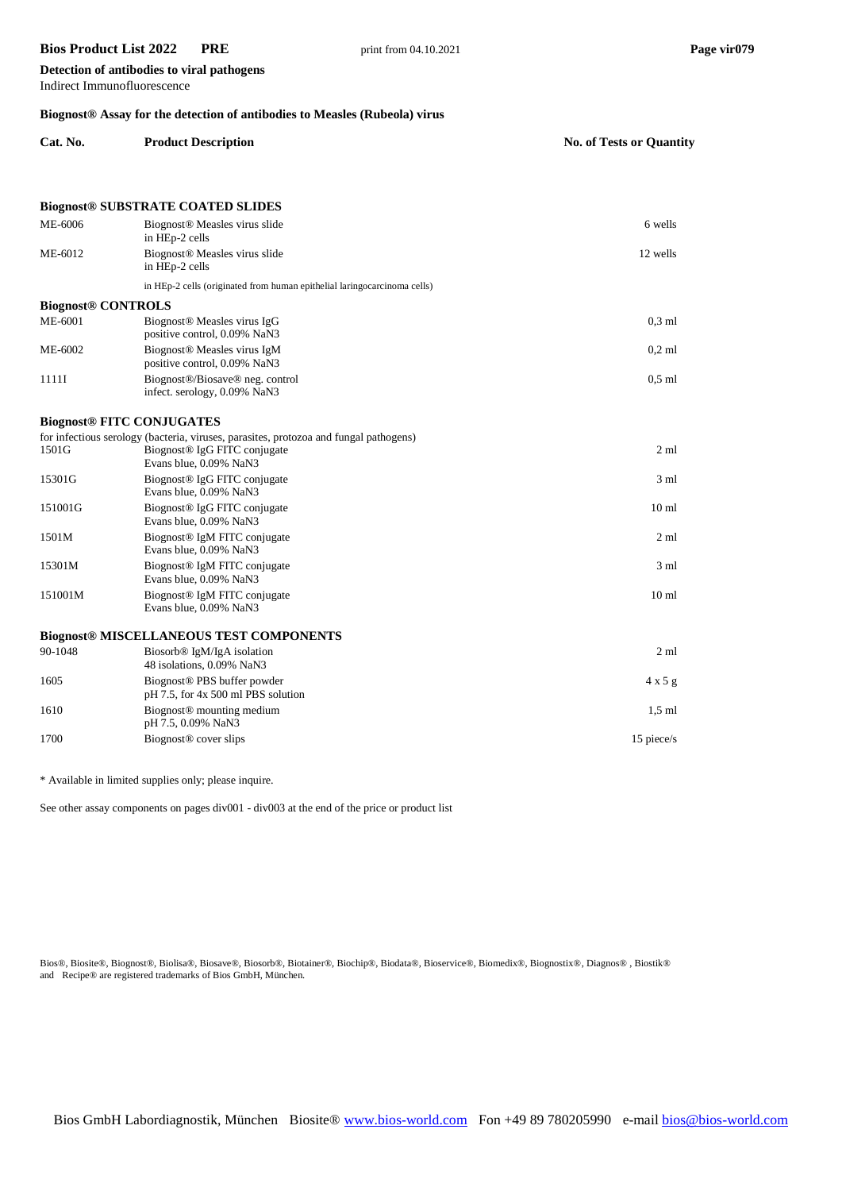**Detection of antibodies to viral pathogens**
Indirect Immunofluorescence

**Biognost® Assay for the detection of antibodies to Measles (Rubeola) virus**

| Cat. No. | Product Description | No. of Tests or Quantity |
|---|---|---|
| | **Biognost® SUBSTRATE COATED SLIDES** | |
| ME-6006 | Biognost® Measles virus slide in HEp-2 cells | 6 wells |
| ME-6012 | Biognost® Measles virus slide in HEp-2 cells | 12 wells |
| | in HEp-2 cells (originated from human epithelial laringocarcinoma cells) | |
| **Biognost® CONTROLS** | | |
| ME-6001 | Biognost® Measles virus IgG positive control, 0.09% NaN3 | 0,3 ml |
| ME-6002 | Biognost® Measles virus IgM positive control, 0.09% NaN3 | 0,2 ml |
| 1111I | Biognost®/Biosave® neg. control infect. serology, 0.09% NaN3 | 0,5 ml |
| **Biognost® FITC CONJUGATES** | | |
| | for infectious serology (bacteria, viruses, parasites, protozoa and fungal pathogens) | |
| 1501G | Biognost® IgG FITC conjugate Evans blue, 0.09% NaN3 | 2 ml |
| 15301G | Biognost® IgG FITC conjugate Evans blue, 0.09% NaN3 | 3 ml |
| 151001G | Biognost® IgG FITC conjugate Evans blue, 0.09% NaN3 | 10 ml |
| 1501M | Biognost® IgM FITC conjugate Evans blue, 0.09% NaN3 | 2 ml |
| 15301M | Biognost® IgM FITC conjugate Evans blue, 0.09% NaN3 | 3 ml |
| 151001M | Biognost® IgM FITC conjugate Evans blue, 0.09% NaN3 | 10 ml |
| **Biognost® MISCELLANEOUS TEST COMPONENTS** | | |
| 90-1048 | Biosorb® IgM/IgA isolation 48 isolations, 0.09% NaN3 | 2 ml |
| 1605 | Biognost® PBS buffer powder pH 7.5, for 4x 500 ml PBS solution | 4 x 5 g |
| 1610 | Biognost® mounting medium pH 7.5, 0.09% NaN3 | 1,5 ml |
| 1700 | Biognost® cover slips | 15 piece/s |

* Available in limited supplies only; please inquire.

See other assay components on pages div001 - div003 at the end of the price or product list

Bios®, Biosite®, Biognost®, Biolisa®, Biosave®, Biosorb®, Biotainer®, Biochip®, Biodata®, Bioservice®, Biomedix®, Biognostix®, Diagnos® , Biostik® and Recipe® are registered trademarks of Bios GmbH, München.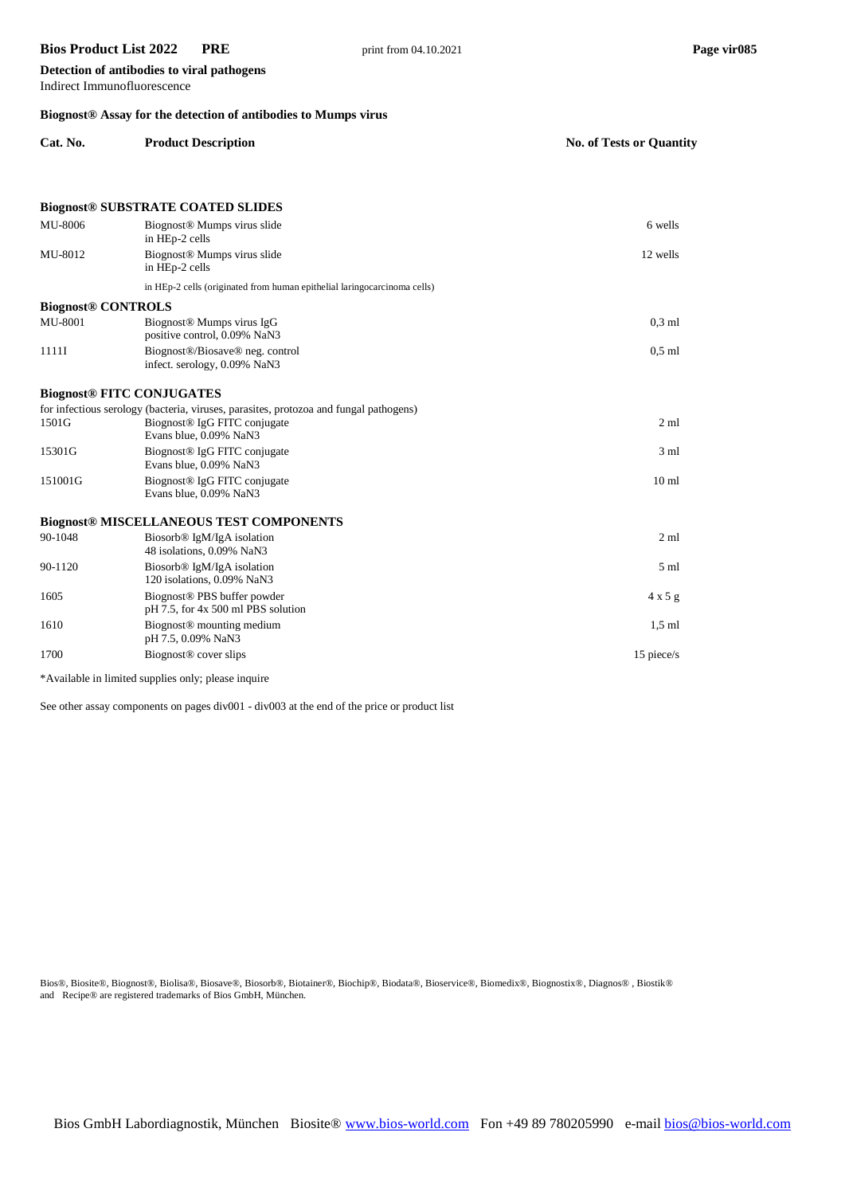**Detection of antibodies to viral pathogens**
Indirect Immunofluorescence

### Biognost® Assay for the detection of antibodies to Mumps virus

| Cat. No. | Product Description | No. of Tests or Quantity |
|---|---|---|
| **Biognost® SUBSTRATE COATED SLIDES** | | |
| MU-8006 | Biognost® Mumps virus slide<br>in HEp-2 cells | 6 wells |
| MU-8012 | Biognost® Mumps virus slide<br>in HEp-2 cells | 12 wells |
| | in HEp-2 cells (originated from human epithelial laringocarcinoma cells) | |
| **Biognost® CONTROLS** | | |
| MU-8001 | Biognost® Mumps virus IgG<br>positive control, 0.09% NaN3 | 0,3 ml |
| 1111I | Biognost®/Biosave® neg. control<br>infect. serology, 0.09% NaN3 | 0,5 ml |
| **Biognost® FITC CONJUGATES** | | |
| for infectious serology (bacteria, viruses, parasites, protozoa and fungal pathogens) | | |
| 1501G | Biognost® IgG FITC conjugate<br>Evans blue, 0.09% NaN3 | 2 ml |
| 15301G | Biognost® IgG FITC conjugate<br>Evans blue, 0.09% NaN3 | 3 ml |
| 151001G | Biognost® IgG FITC conjugate<br>Evans blue, 0.09% NaN3 | 10 ml |
| **Biognost® MISCELLANEOUS TEST COMPONENTS** | | |
| 90-1048 | Biosorb® IgM/IgA isolation<br>48 isolations, 0.09% NaN3 | 2 ml |
| 90-1120 | Biosorb® IgM/IgA isolation<br>120 isolations, 0.09% NaN3 | 5 ml |
| 1605 | Biognost® PBS buffer powder<br>pH 7.5, for 4x 500 ml PBS solution | 4 x 5 g |
| 1610 | Biognost® mounting medium<br>pH 7.5, 0.09% NaN3 | 1,5 ml |
| 1700 | Biognost® cover slips | 15 piece/s |

*Available in limited supplies only; please inquire

See other assay components on pages div001 - div003 at the end of the price or product list

Bios®, Biosite®, Biognost®, Biolisa®, Biosave®, Biosorb®, Biotainer®, Biochip®, Biodata®, Bioservice®, Biomedix®, Biognostix®, Diagnos®, Biostik® and Recipe® are registered trademarks of Bios GmbH, München.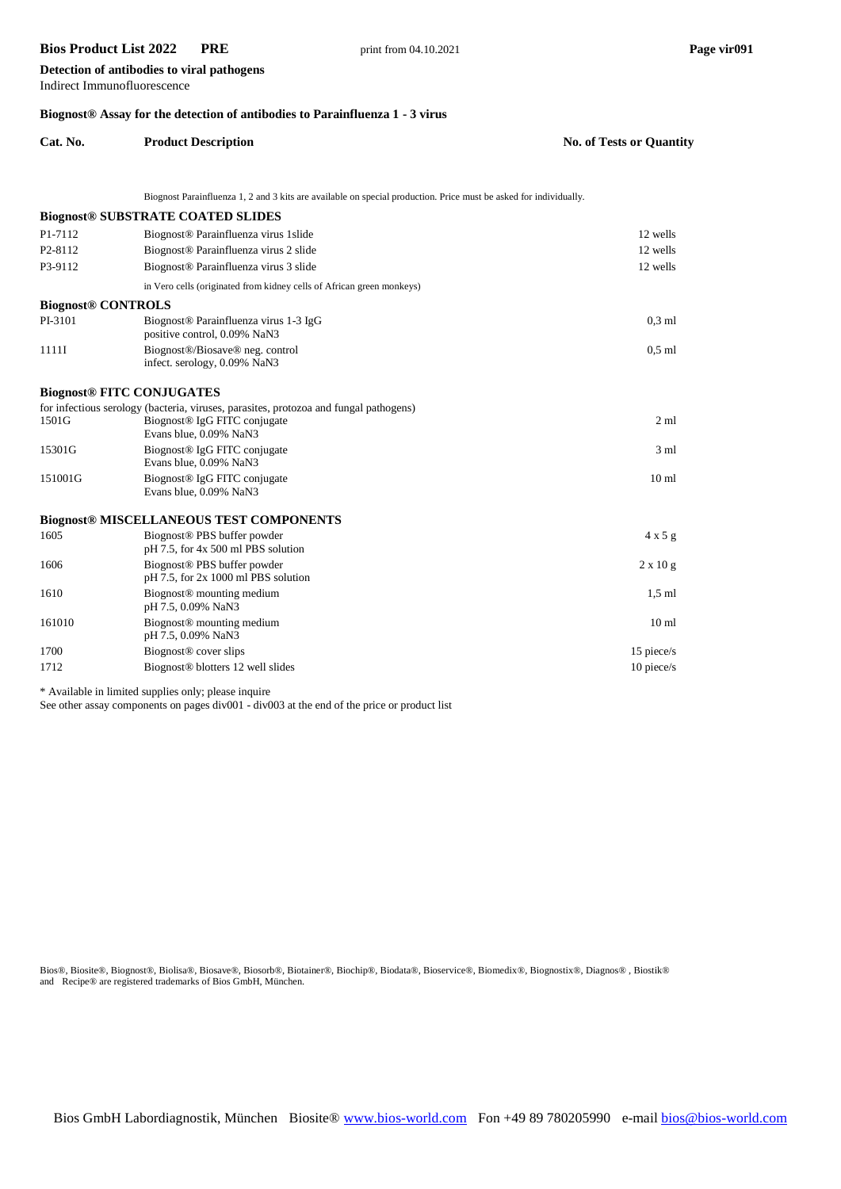**Detection of antibodies to viral pathogens**
Indirect Immunofluorescence

**Biognost® Assay for the detection of antibodies to Parainfluenza 1 - 3 virus**

| Cat. No. | Product Description | No. of Tests or Quantity |
|---|---|---|
| | Biognost Parainfluenza 1, 2 and 3 kits are available on special production. Price must be asked for individually. | |
| | **Biognost® SUBSTRATE COATED SLIDES** | |
| P1-7112 | Biognost® Parainfluenza virus 1slide | 12 wells |
| P2-8112 | Biognost® Parainfluenza virus 2 slide | 12 wells |
| P3-9112 | Biognost® Parainfluenza virus 3 slide | 12 wells |
| | in Vero cells (originated from kidney cells of African green monkeys) | |
| **Biognost® CONTROLS** | | |
| PI-3101 | Biognost® Parainfluenza virus 1-3 IgG<br>positive control, 0.09% NaN3 | 0,3 ml |
| 1111I | Biognost®/Biosave® neg. control<br>infect. serology, 0.09% NaN3 | 0,5 ml |
| | **Biognost® FITC CONJUGATES** | |
| | for infectious serology (bacteria, viruses, parasites, protozoa and fungal pathogens) | |
| 1501G | Biognost® IgG FITC conjugate<br>Evans blue, 0.09% NaN3 | 2 ml |
| 15301G | Biognost® IgG FITC conjugate<br>Evans blue, 0.09% NaN3 | 3 ml |
| 151001G | Biognost® IgG FITC conjugate<br>Evans blue, 0.09% NaN3 | 10 ml |
| | **Biognost® MISCELLANEOUS TEST COMPONENTS** | |
| 1605 | Biognost® PBS buffer powder<br>pH 7.5, for 4x 500 ml PBS solution | 4 x 5 g |
| 1606 | Biognost® PBS buffer powder<br>pH 7.5, for 2x 1000 ml PBS solution | 2 x 10 g |
| 1610 | Biognost® mounting medium<br>pH 7.5, 0.09% NaN3 | 1,5 ml |
| 161010 | Biognost® mounting medium<br>pH 7.5, 0.09% NaN3 | 10 ml |
| 1700 | Biognost® cover slips | 15 piece/s |
| 1712 | Biognost® blotters 12 well slides | 10 piece/s |

* Available in limited supplies only; please inquire
See other assay components on pages div001 - div003 at the end of the price or product list

Bios®, Biosite®, Biognost®, Biolisa®, Biosave®, Biosorb®, Biotainer®, Biochip®, Biodata®, Bioservice®, Biomedix®, Biognostix®, Diagnos® , Biostik® and Recipe® are registered trademarks of Bios GmbH, München.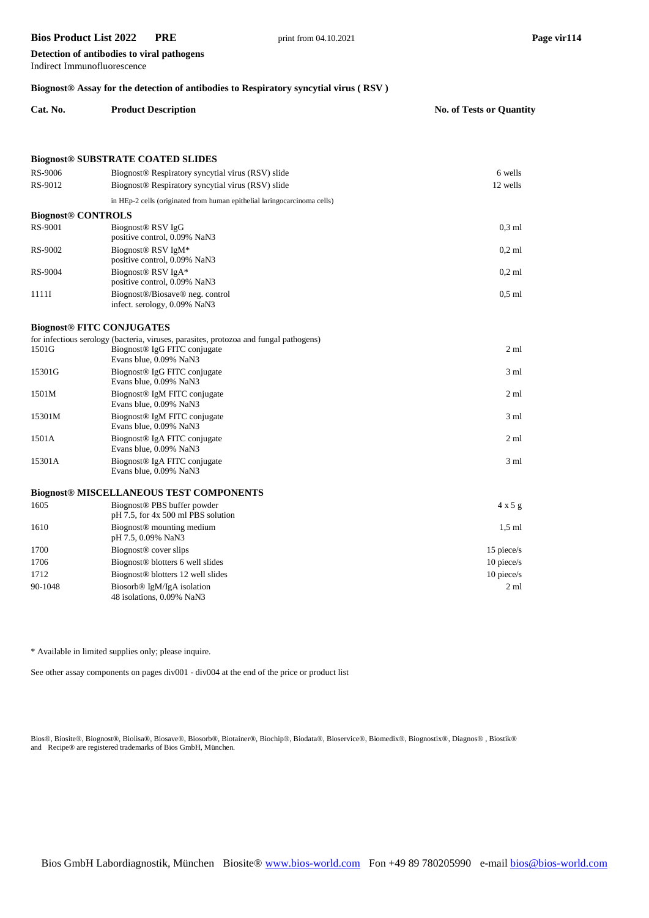**Detection of antibodies to viral pathogens**
Indirect Immunofluorescence

## Biognost® Assay for the detection of antibodies to Respiratory syncytial virus ( RSV )

| Cat. No. | Product Description | No. of Tests or Quantity |
|---|---|---|
| **Biognost® SUBSTRATE COATED SLIDES** | | |
| RS-9006 | Biognost® Respiratory syncytial virus (RSV) slide | 6 wells |
| RS-9012 | Biognost® Respiratory syncytial virus (RSV) slide | 12 wells |
| | in HEp-2 cells (originated from human epithelial laringocarcinoma cells) | |
| **Biognost® CONTROLS** | | |
| RS-9001 | Biognost® RSV IgG<br>positive control, 0.09% NaN3 | 0,3 ml |
| RS-9002 | Biognost® RSV IgM*<br>positive control, 0.09% NaN3 | 0,2 ml |
| RS-9004 | Biognost® RSV IgA*<br>positive control, 0.09% NaN3 | 0,2 ml |
| 1111I | Biognost®/Biosave® neg. control<br>infect. serology, 0.09% NaN3 | 0,5 ml |
| **Biognost® FITC CONJUGATES** | | |
| | for infectious serology (bacteria, viruses, parasites, protozoa and fungal pathogens) | |
| 1501G | Biognost® IgG FITC conjugate<br>Evans blue, 0.09% NaN3 | 2 ml |
| 15301G | Biognost® IgG FITC conjugate<br>Evans blue, 0.09% NaN3 | 3 ml |
| 1501M | Biognost® IgM FITC conjugate<br>Evans blue, 0.09% NaN3 | 2 ml |
| 15301M | Biognost® IgM FITC conjugate<br>Evans blue, 0.09% NaN3 | 3 ml |
| 1501A | Biognost® IgA FITC conjugate<br>Evans blue, 0.09% NaN3 | 2 ml |
| 15301A | Biognost® IgA FITC conjugate<br>Evans blue, 0.09% NaN3 | 3 ml |
| **Biognost® MISCELLANEOUS TEST COMPONENTS** | | |
| 1605 | Biognost® PBS buffer powder<br>pH 7.5, for 4x 500 ml PBS solution | 4 x 5 g |
| 1610 | Biognost® mounting medium<br>pH 7.5, 0.09% NaN3 | 1,5 ml |
| 1700 | Biognost® cover slips | 15 piece/s |
| 1706 | Biognost® blotters 6 well slides | 10 piece/s |
| 1712 | Biognost® blotters 12 well slides | 10 piece/s |
| 90-1048 | Biosorb® IgM/IgA isolation<br>48 isolations, 0.09% NaN3 | 2 ml |

* Available in limited supplies only; please inquire.

See other assay components on pages div001 - div004 at the end of the price or product list

Bios®, Biosite®, Biognost®, Biolisa®, Biosave®, Biosorb®, Biotainer®, Biochip®, Biodata®, Bioservice®, Biomedix®, Biognostix®, Diagnos® , Biostik® and Recipe® are registered trademarks of Bios GmbH, München.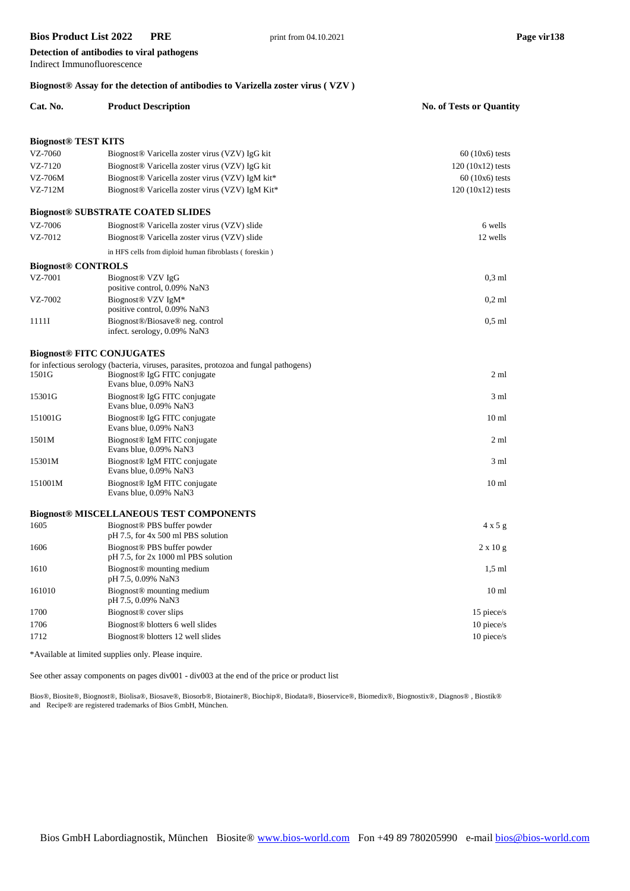**Detection of antibodies to viral pathogens**
Indirect Immunofluorescence

### Biognost® Assay for the detection of antibodies to Varizella zoster virus ( VZV )

| Cat. No. | Product Description | No. of Tests or Quantity |
|---|---|---|
| **Biognost® TEST KITS** | | |
| VZ-7060 | Biognost® Varicella zoster virus (VZV) IgG kit | 60 (10x6) tests |
| VZ-7120 | Biognost® Varicella zoster virus (VZV) IgG kit | 120 (10x12) tests |
| VZ-706M | Biognost® Varicella zoster virus (VZV) IgM kit* | 60 (10x6) tests |
| VZ-712M | Biognost® Varicella zoster virus (VZV) IgM Kit* | 120 (10x12) tests |
| **Biognost® SUBSTRATE COATED SLIDES** | | |
| VZ-7006 | Biognost® Varicella zoster virus (VZV) slide | 6 wells |
| VZ-7012 | Biognost® Varicella zoster virus (VZV) slide | 12 wells |
| | in HFS cells from diploid human fibroblasts ( foreskin ) | |
| **Biognost® CONTROLS** | | |
| VZ-7001 | Biognost® VZV IgG<br>positive control, 0.09% NaN3 | 0,3 ml |
| VZ-7002 | Biognost® VZV IgM*<br>positive control, 0.09% NaN3 | 0,2 ml |
| 1111I | Biognost®/Biosave® neg. control<br>infect. serology, 0.09% NaN3 | 0,5 ml |
| **Biognost® FITC CONJUGATES** | | |
| | for infectious serology (bacteria, viruses, parasites, protozoa and fungal pathogens) | |
| 1501G | Biognost® IgG FITC conjugate<br>Evans blue, 0.09% NaN3 | 2 ml |
| 15301G | Biognost® IgG FITC conjugate<br>Evans blue, 0.09% NaN3 | 3 ml |
| 151001G | Biognost® IgG FITC conjugate<br>Evans blue, 0.09% NaN3 | 10 ml |
| 1501M | Biognost® IgM FITC conjugate<br>Evans blue, 0.09% NaN3 | 2 ml |
| 15301M | Biognost® IgM FITC conjugate<br>Evans blue, 0.09% NaN3 | 3 ml |
| 151001M | Biognost® IgM FITC conjugate<br>Evans blue, 0.09% NaN3 | 10 ml |
| **Biognost® MISCELLANEOUS TEST COMPONENTS** | | |
| 1605 | Biognost® PBS buffer powder<br>pH 7.5, for 4x 500 ml PBS solution | 4 x 5 g |
| 1606 | Biognost® PBS buffer powder<br>pH 7.5, for 2x 1000 ml PBS solution | 2 x 10 g |
| 1610 | Biognost® mounting medium<br>pH 7.5, 0.09% NaN3 | 1,5 ml |
| 161010 | Biognost® mounting medium<br>pH 7.5, 0.09% NaN3 | 10 ml |
| 1700 | Biognost® cover slips | 15 piece/s |
| 1706 | Biognost® blotters 6 well slides | 10 piece/s |
| 1712 | Biognost® blotters 12 well slides | 10 piece/s |

*Available at limited supplies only. Please inquire.

See other assay components on pages div001 - div003 at the end of the price or product list

Bios®, Biosite®, Biognost®, Biolisa®, Biosave®, Biosorb®, Biotainer®, Biochip®, Biodata®, Bioservice®, Biomedix®, Biognostix®, Diagnos® , Biostik® and Recipe® are registered trademarks of Bios GmbH, München.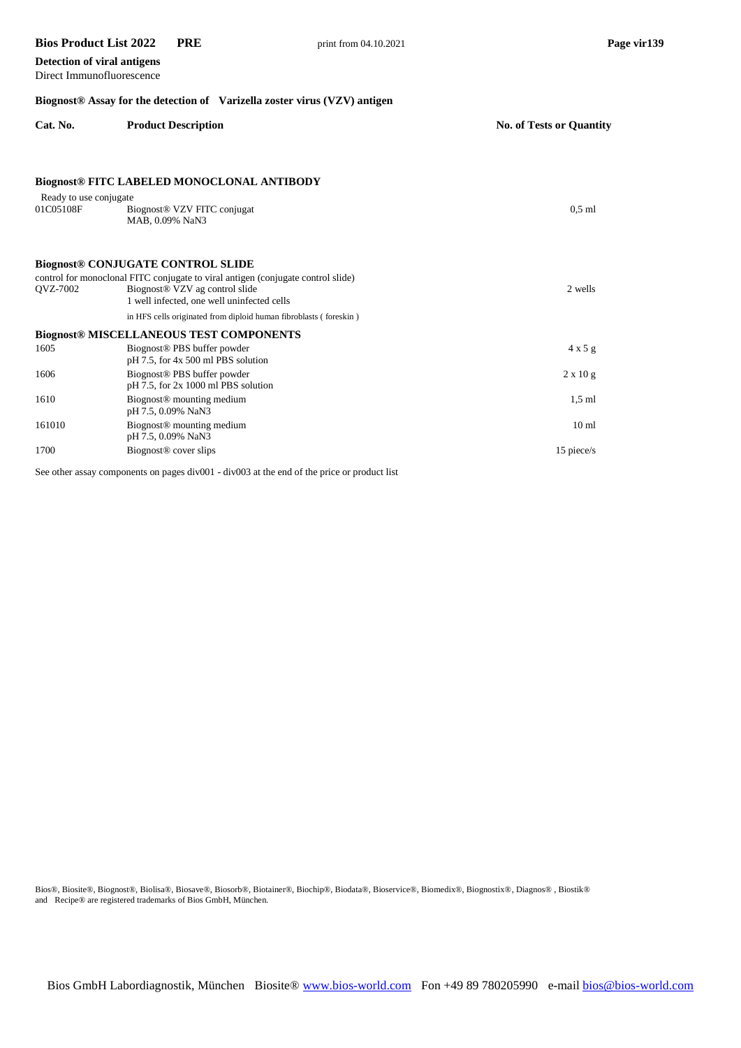**Detection of viral antigens**
Direct Immunofluorescence

## Biognost® Assay for the detection of Varizella zoster virus (VZV) antigen

| Cat. No. | Product Description | No. of Tests or Quantity |
|---|---|---|
| | **Biognost® FITC LABELED MONOCLONAL ANTIBODY** | |
| Ready to use conjugate | | |
| 01C05108F | Biognost® VZV FITC conjugat<br>MAB, 0.09% $NaN_3$ | 0,5 ml |
| | **Biognost® CONJUGATE CONTROL SLIDE** | |
| | control for monoclonal FITC conjugate to viral antigen (conjugate control slide) | |
| QVZ-7002 | Biognost® VZV ag control slide<br>1 well infected, one well uninfected cells<br>in HFS cells originated from diploid human fibroblasts ( foreskin ) | 2 wells |
| | **Biognost® MISCELLANEOUS TEST COMPONENTS** | |
| 1605 | Biognost® PBS buffer powder<br>pH 7.5, for 4x 500 ml PBS solution | 4 x 5 g |
| 1606 | Biognost® PBS buffer powder<br>pH 7.5, for 2x 1000 ml PBS solution | 2 x 10 g |
| 1610 | Biognost® mounting medium<br>pH 7.5, 0.09% $NaN_3$ | 1,5 ml |
| 161010 | Biognost® mounting medium<br>pH 7.5, 0.09% $NaN_3$ | 10 ml |
| 1700 | Biognost® cover slips | 15 piece/s |

See other assay components on pages div001 - div003 at the end of the price or product list

Bios®, Biosite®, Biognost®, Biolisa®, Biosave®, Biosorb®, Biotainer®, Biochip®, Biodata®, Bioservice®, Biomedix®, Biognostix®, Diagnos® , Biostik® and Recipe® are registered trademarks of Bios GmbH, München.